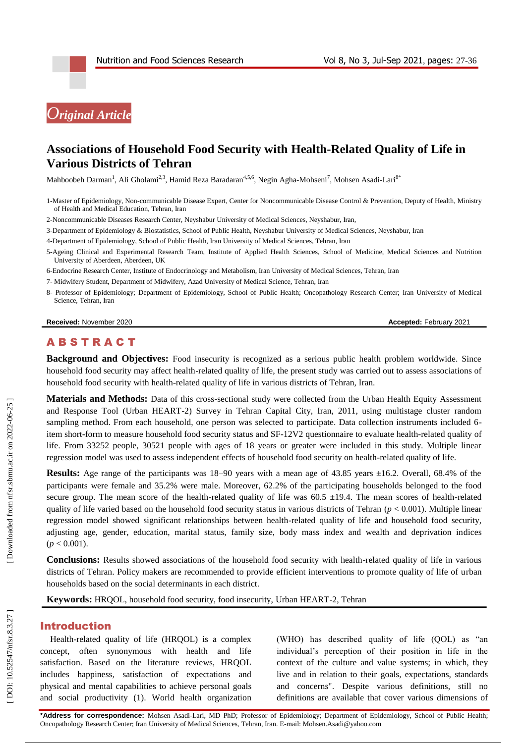*Original Article*

# Associations of Household Food Security with Health-Related Quality of Life in Various Districts of Tehran

Mahboobeh Darman[1], Ali Gholami[2,3], Hamid Reza Baradaran[4,5,6], Negin Agha-Mohseni[7], Mohsen Asadi-Lari[8*]

1-Master of Epidemiology, Non-communicable Disease Expert, Center for Noncommunicable Disease Control & Prevention, Deputy of Health, Ministry of Health and Medical Education, Tehran, Iran

2-Noncommunicable Diseases Research Center, Neyshabur University of Medical Sciences, Neyshabur, Iran,

3-Department of Epidemiology & Biostatistics, School of Public Health, Neyshabur University of Medical Sciences, Neyshabur, Iran

4-Department of Epidemiology, School of Public Health, Iran University of Medical Sciences, Tehran, Iran

5-Ageing Clinical and Experimental Research Team, Institute of Applied Health Sciences, School of Medicine, Medical Sciences and Nutrition University of Aberdeen, Aberdeen, UK

6-Endocrine Research Center, Institute of Endocrinology and Metabolism, Iran University of Medical Sciences, Tehran, Iran

7- Midwifery Student, Department of Midwifery, Azad University of Medical Science, Tehran, Iran

8- Professor of Epidemiology; Department of Epidemiology, School of Public Health; Oncopathology Research Center; Iran University of Medical Science, Tehran, Iran

**Received:** November 2020 **Accepted:** February 2021

## ABSTRACT

**Background and Objectives:** Food insecurity is recognized as a serious public health problem worldwide. Since household food security may affect health-related quality of life, the present study was carried out to assess associations of household food security with health-related quality of life in various districts of Tehran, Iran.

**Materials and Methods:** Data of this cross-sectional study were collected from the Urban Health Equity Assessment and Response Tool (Urban HEART-2) Survey in Tehran Capital City, Iran, 2011, using multistage cluster random sampling method. From each household, one person was selected to participate. Data collection instruments included 6-item short-form to measure household food security status and SF-12V2 questionnaire to evaluate health-related quality of life. From 33252 people, 30521 people with ages of 18 years or greater were included in this study. Multiple linear regression model was used to assess independent effects of household food security on health-related quality of life.

**Results:** Age range of the participants was 18–90 years with a mean age of 43.85 years ±16.2. Overall, 68.4% of the participants were female and 35.2% were male. Moreover, 62.2% of the participating households belonged to the food secure group. The mean score of the health-related quality of life was 60.5 ±19.4. The mean scores of health-related quality of life varied based on the household food security status in various districts of Tehran ($p < 0.001$). Multiple linear regression model showed significant relationships between health-related quality of life and household food security, adjusting age, gender, education, marital status, family size, body mass index and wealth and deprivation indices ($p < 0.001$).

**Conclusions:** Results showed associations of the household food security with health-related quality of life in various districts of Tehran. Policy makers are recommended to provide efficient interventions to promote quality of life of urban households based on the social determinants in each district.

**Keywords:** HRQOL, household food security, food insecurity, Urban HEART-2, Tehran

## Introduction

Health-related quality of life (HRQOL) is a complex concept, often synonymous with health and life satisfaction. Based on the literature reviews, HRQOL includes happiness, satisfaction of expectations and physical and mental capabilities to achieve personal goals and social productivity (1). World health organization (WHO) has described quality of life (QOL) as "an individual's perception of their position in life in the context of the culture and value systems; in which, they live and in relation to their goals, expectations, standards and concerns". Despite various definitions, still no definitions are available that cover various dimensions of

**\*Address for correspondence:** Mohsen Asadi-Lari, MD PhD; Professor of Epidemiology; Department of Epidemiology, School of Public Health; Oncopathology Research Center; Iran University of Medical Sciences, Tehran, Iran. E-mail: Mohsen.Asadi@yahoo.com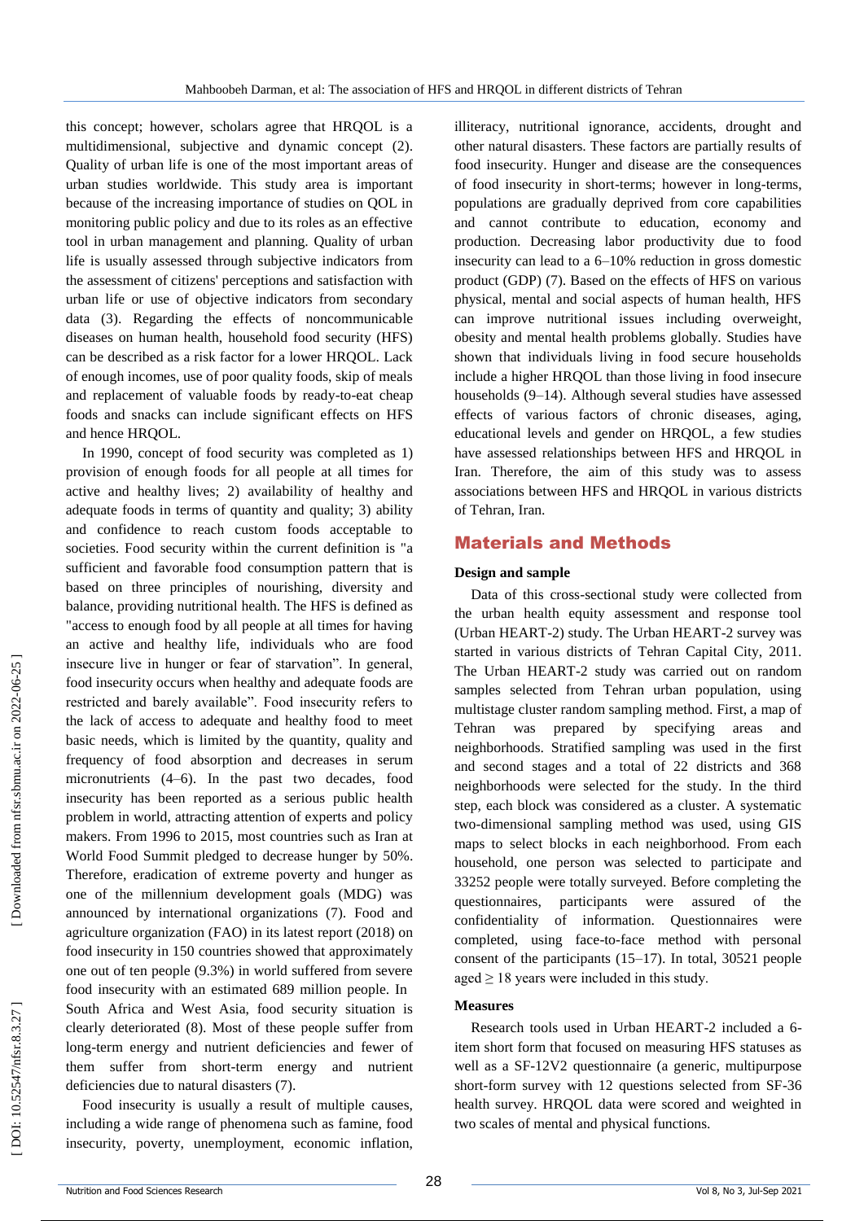this concept; however, scholars agree that HRQOL is a multidimensional, subjective and dynamic concept (2). Quality of urban life is one of the most important areas of urban studies worldwide. This study area is important because of the increasing importance of studies on QOL in monitoring public policy and due to its roles as an effective tool in urban management and planning. Quality of urban life is usually assessed through subjective indicators from the assessment of citizens' perceptions and satisfaction with urban life or use of objective indicators from secondary data (3). Regarding the effects of noncommunicable diseases on human health, household food security (HFS) can be described as a risk factor for a lower HRQOL. Lack of enough incomes, use of poor quality foods, skip of meals and replacement of valuable foods by ready-to-eat cheap foods and snacks can include significant effects on HFS and hence HRQOL.

In 1990, concept of food security was completed as 1) provision of enough foods for all people at all times for active and healthy lives; 2) availability of healthy and adequate foods in terms of quantity and quality; 3) ability and confidence to reach custom foods acceptable to societies. Food security within the current definition is "a sufficient and favorable food consumption pattern that is based on three principles of nourishing, diversity and balance, providing nutritional health. The HFS is defined as "access to enough food by all people at all times for having an active and healthy life, individuals who are food insecure live in hunger or fear of starvation". In general, food insecurity occurs when healthy and adequate foods are restricted and barely available". Food insecurity refers to the lack of access to adequate and healthy food to meet basic needs, which is limited by the quantity, quality and frequency of food absorption and decreases in serum micronutrients (4–6). In the past two decades, food insecurity has been reported as a serious public health problem in world, attracting attention of experts and policy makers. From 1996 to 2015, most countries such as Iran at World Food Summit pledged to decrease hunger by 50%. Therefore, eradication of extreme poverty and hunger as one of the millennium development goals (MDG) was announced by international organizations (7). Food and agriculture organization (FAO) in its latest report (2018) on food insecurity in 150 countries showed that approximately one out of ten people (9.3%) in world suffered from severe food insecurity with an estimated 689 million people. In South Africa and West Asia, food security situation is clearly deteriorated (8). Most of these people suffer from long-term energy and nutrient deficiencies and fewer of them suffer from short-term energy and nutrient deficiencies due to natural disasters (7).

Food insecurity is usually a result of multiple causes, including a wide range of phenomena such as famine, food insecurity, poverty, unemployment, economic inflation, illiteracy, nutritional ignorance, accidents, drought and other natural disasters. These factors are partially results of food insecurity. Hunger and disease are the consequences of food insecurity in short-terms; however in long-terms, populations are gradually deprived from core capabilities and cannot contribute to education, economy and production. Decreasing labor productivity due to food insecurity can lead to a 6–10% reduction in gross domestic product (GDP) (7). Based on the effects of HFS on various physical, mental and social aspects of human health, HFS can improve nutritional issues including overweight, obesity and mental health problems globally. Studies have shown that individuals living in food secure households include a higher HRQOL than those living in food insecure households (9–14). Although several studies have assessed effects of various factors of chronic diseases, aging, educational levels and gender on HRQOL, a few studies have assessed relationships between HFS and HRQOL in Iran. Therefore, the aim of this study was to assess associations between HFS and HRQOL in various districts of Tehran, Iran.

## Materials and Methods

### Design and sample

Data of this cross-sectional study were collected from the urban health equity assessment and response tool (Urban HEART-2) study. The Urban HEART-2 survey was started in various districts of Tehran Capital City, 2011. The Urban HEART-2 study was carried out on random samples selected from Tehran urban population, using multistage cluster random sampling method. First, a map of Tehran was prepared by specifying areas and neighborhoods. Stratified sampling was used in the first and second stages and a total of 22 districts and 368 neighborhoods were selected for the study. In the third step, each block was considered as a cluster. A systematic two-dimensional sampling method was used, using GIS maps to select blocks in each neighborhood. From each household, one person was selected to participate and 33252 people were totally surveyed. Before completing the questionnaires, participants were assured of the confidentiality of information. Questionnaires were completed, using face-to-face method with personal consent of the participants (15–17). In total, 30521 people aged ≥ 18 years were included in this study.

### Measures

Research tools used in Urban HEART-2 included a 6-item short form that focused on measuring HFS statuses as well as a SF-12V2 questionnaire (a generic, multipurpose short-form survey with 12 questions selected from SF-36 health survey. HRQOL data were scored and weighted in two scales of mental and physical functions.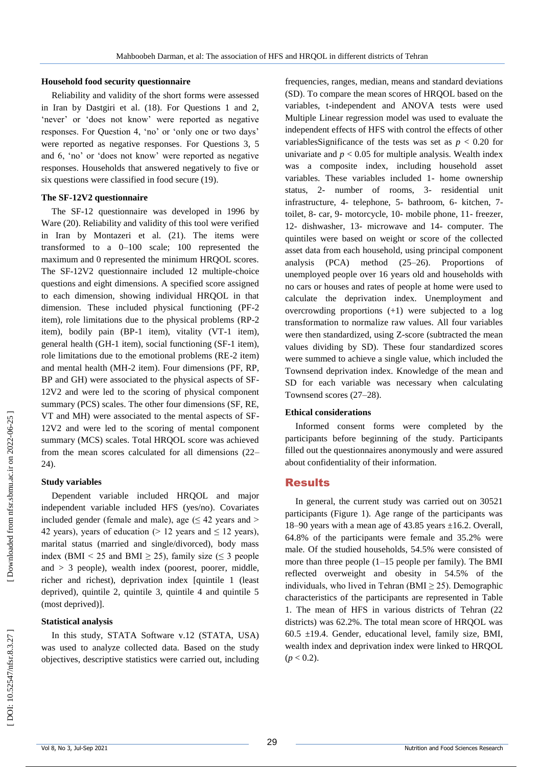### Household food security questionnaire

Reliability and validity of the short forms were assessed in Iran by Dastgiri et al. (18). For Questions 1 and 2, 'never' or 'does not know' were reported as negative responses. For Question 4, 'no' or 'only one or two days' were reported as negative responses. For Questions 3, 5 and 6, 'no' or 'does not know' were reported as negative responses. Households that answered negatively to five or six questions were classified in food secure (19).

### The SF-12V2 questionnaire

The SF-12 questionnaire was developed in 1996 by Ware (20). Reliability and validity of this tool were verified in Iran by Montazeri et al. (21). The items were transformed to a 0–100 scale; 100 represented the maximum and 0 represented the minimum HRQOL scores. The SF-12V2 questionnaire included 12 multiple-choice questions and eight dimensions. A specified score assigned to each dimension, showing individual HRQOL in that dimension. These included physical functioning (PF-2 item), role limitations due to the physical problems (RP-2 item), bodily pain (BP-1 item), vitality (VT-1 item), general health (GH-1 item), social functioning (SF-1 item), role limitations due to the emotional problems (RE-2 item) and mental health (MH-2 item). Four dimensions (PF, RP, BP and GH) were associated to the physical aspects of SF-12V2 and were led to the scoring of physical component summary (PCS) scales. The other four dimensions (SF, RE, VT and MH) were associated to the mental aspects of SF-12V2 and were led to the scoring of mental component summary (MCS) scales. Total HRQOL score was achieved from the mean scores calculated for all dimensions (22–24).

### Study variables

Dependent variable included HRQOL and major independent variable included HFS (yes/no). Covariates included gender (female and male), age ($\leq$ 42 years and $>$ 42 years), years of education ($>$ 12 years and $\leq$ 12 years), marital status (married and single/divorced), body mass index (BMI $<$ 25 and BMI $\geq$ 25), family size ($\leq$ 3 people and $>$ 3 people), wealth index (poorest, poorer, middle, richer and richest), deprivation index [quintile 1 (least deprived), quintile 2, quintile 3, quintile 4 and quintile 5 (most deprived)].

### Statistical analysis

In this study, STATA Software v.12 (STATA, USA) was used to analyze collected data. Based on the study objectives, descriptive statistics were carried out, including frequencies, ranges, median, means and standard deviations (SD). To compare the mean scores of HRQOL based on the variables, t-independent and ANOVA tests were used Multiple Linear regression model was used to evaluate the independent effects of HFS with control the effects of other variablesSignificance of the tests was set as $p < 0.20$ for univariate and $p < 0.05$ for multiple analysis. Wealth index was a composite index, including household asset variables. These variables included 1- home ownership status, 2- number of rooms, 3- residential unit infrastructure, 4- telephone, 5- bathroom, 6- kitchen, 7- toilet, 8- car, 9- motorcycle, 10- mobile phone, 11- freezer, 12- dishwasher, 13- microwave and 14- computer. The quintiles were based on weight or score of the collected asset data from each household, using principal component analysis (PCA) method (25–26). Proportions of unemployed people over 16 years old and households with no cars or houses and rates of people at home were used to calculate the deprivation index. Unemployment and overcrowding proportions (+1) were subjected to a log transformation to normalize raw values. All four variables were then standardized, using Z-score (subtracted the mean values dividing by SD). These four standardized scores were summed to achieve a single value, which included the Townsend deprivation index. Knowledge of the mean and SD for each variable was necessary when calculating Townsend scores (27–28).

### Ethical considerations

Informed consent forms were completed by the participants before beginning of the study. Participants filled out the questionnaires anonymously and were assured about confidentiality of their information.

## Results

In general, the current study was carried out on 30521 participants (Figure 1). Age range of the participants was 18–90 years with a mean age of 43.85 years ±16.2. Overall, 64.8% of the participants were female and 35.2% were male. Of the studied households, 54.5% were consisted of more than three people (1–15 people per family). The BMI reflected overweight and obesity in 54.5% of the individuals, who lived in Tehran (BMI $\geq$ 25). Demographic characteristics of the participants are represented in Table 1. The mean of HFS in various districts of Tehran (22 districts) was 62.2%. The total mean score of HRQOL was 60.5 ±19.4. Gender, educational level, family size, BMI, wealth index and deprivation index were linked to HRQOL ($p < 0.2$).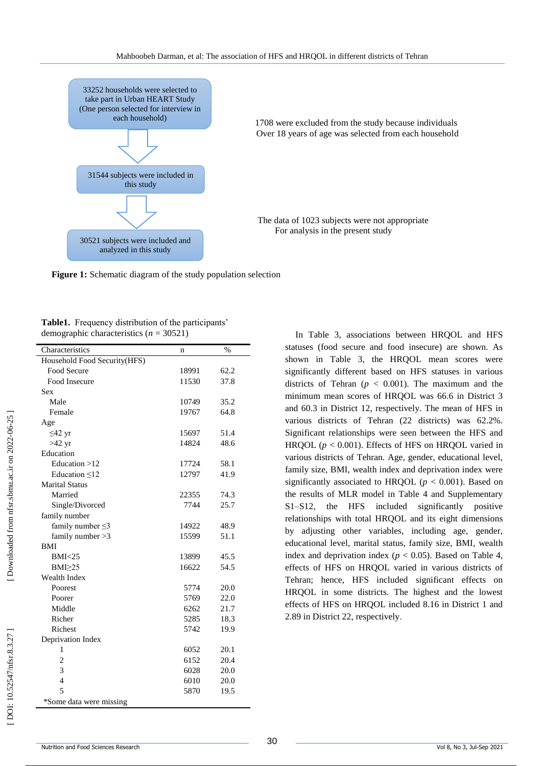33252 households were selected to take part in Urban HEART Study (One person selected for interview in each household)

1708 were excluded from the study because individuals Over 18 years of age was selected from each household

31544 subjects were included in this study

The data of 1023 subjects were not appropriate For analysis in the present study

30521 subjects were included and analyzed in this study

**Figure 1:** Schematic diagram of the study population selection

**Table1.** Frequency distribution of the participants' demographic characteristics ($n$ = 30521)

| Characteristics | n | % |
|---|---|---|
| Household Food Security(HFS) | | |
| Food Secure | 18991 | 62.2 |
| Food Insecure | 11530 | 37.8 |
| Sex | | |
| Male | 10749 | 35.2 |
| Female | 19767 | 64.8 |
| Age | | |
| ≤42 yr | 15697 | 51.4 |
| >42 yr | 14824 | 48.6 |
| Education | | |
| Education >12 | 17724 | 58.1 |
| Education ≤12 | 12797 | 41.9 |
| Marital Status | | |
| Married | 22355 | 74.3 |
| Single/Divorced | 7744 | 25.7 |
| family number | | |
| family number ≤3 | 14922 | 48.9 |
| family number >3 | 15599 | 51.1 |
| BMI | | |
| BMI<25 | 13899 | 45.5 |
| BMI≥25 | 16622 | 54.5 |
| Wealth Index | | |
| Poorest | 5774 | 20.0 |
| Poorer | 5769 | 22.0 |
| Middle | 6262 | 21.7 |
| Richer | 5285 | 18.3 |
| Richest | 5742 | 19.9 |
| Deprivation Index | | |
| 1 | 6052 | 20.1 |
| 2 | 6152 | 20.4 |
| 3 | 6028 | 20.0 |
| 4 | 6010 | 20.0 |
| 5 | 5870 | 19.5 |

*Some data were missing

In Table 3, associations between HRQOL and HFS statuses (food secure and food insecure) are shown. As shown in Table 3, the HRQOL mean scores were significantly different based on HFS statuses in various districts of Tehran ($p$ < 0.001). The maximum and the minimum mean scores of HRQOL was 66.6 in District 3 and 60.3 in District 12, respectively. The mean of HFS in various districts of Tehran (22 districts) was 62.2%. Significant relationships were seen between the HFS and HRQOL ($p$ < 0.001). Effects of HFS on HRQOL varied in various districts of Tehran. Age, gender, educational level, family size, BMI, wealth index and deprivation index were significantly associated to HRQOL ($p$ < 0.001). Based on the results of MLR model in Table 4 and Supplementary S1–S12, the HFS included significantly positive relationships with total HRQOL and its eight dimensions by adjusting other variables, including age, gender, educational level, marital status, family size, BMI, wealth index and deprivation index ($p$ < 0.05). Based on Table 4, effects of HFS on HRQOL varied in various districts of Tehran; hence, HFS included significant effects on HRQOL in some districts. The highest and the lowest effects of HFS on HRQOL included 8.16 in District 1 and 2.89 in District 22, respectively.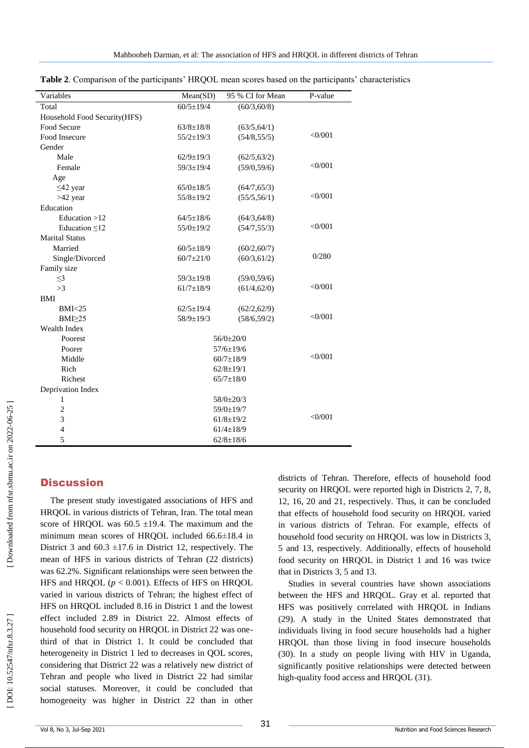**Table 2**. Comparison of the participants' HRQOL mean scores based on the participants' characteristics

| Variables | Mean(SD) | 95 % CI for Mean | P-value |
|---|---|---|---|
| Total | 60/5±19/4 | (60/3,60/8) | |
| Household Food Security(HFS) | | | |
| Food Secure | 63/8±18/8 | (63/5,64/1) | <0/001 |
| Food Insecure | 55/2±19/3 | (54/8,55/5) | |
| Gender | | | |
| Male | 62/9±19/3 | (62/5,63/2) | <0/001 |
| Female | 59/3±19/4 | (59/0,59/6) | |
| Age | | | |
| ≤42 year | 65/0±18/5 | (64/7,65/3) | <0/001 |
| >42 year | 55/8±19/2 | (55/5,56/1) | |
| Education | | | |
| Education >12 | 64/5±18/6 | (64/3,64/8) | <0/001 |
| Education ≤12 | 55/0±19/2 | (54/7,55/3) | |
| Marital Status | | | |
| Married | 60/5±18/9 | (60/2,60/7) | 0/280 |
| Single/Divorced | 60/7±21/0 | (60/3,61/2) | |
| Family size | | | |
| ≤3 | 59/3±19/8 | (59/0,59/6) | <0/001 |
| >3 | 61/7±18/9 | (61/4,62/0) | |
| BMI | | | |
| BMI<25 | 62/5±19/4 | (62/2,62/9) | <0/001 |
| BMI≥25 | 58/9±19/3 | (58/6,59/2) | |
| Wealth Index | | | |
| Poorest | 56/0±20/0 | | <0/001 |
| Poorer | 57/6±19/6 | | |
| Middle | 60/7±18/9 | | |
| Rich | 62/8±19/1 | | |
| Richest | 65/7±18/0 | | |
| Deprivation Index | | | |
| 1 | 58/0±20/3 | | <0/001 |
| 2 | 59/0±19/7 | | |
| 3 | 61/8±19/2 | | |
| 4 | 61/4±18/9 | | |
| 5 | 62/8±18/6 | | |

## Discussion

The present study investigated associations of HFS and HRQOL in various districts of Tehran, Iran. The total mean score of HRQOL was 60.5 ±19.4. The maximum and the minimum mean scores of HRQOL included 66.6±18.4 in District 3 and 60.3 ±17.6 in District 12, respectively. The mean of HFS in various districts of Tehran (22 districts) was 62.2%. Significant relationships were seen between the HFS and HRQOL ($p < 0.001$). Effects of HFS on HRQOL varied in various districts of Tehran; the highest effect of HFS on HRQOL included 8.16 in District 1 and the lowest effect included 2.89 in District 22. Almost effects of household food security on HRQOL in District 22 was one-third of that in District 1. It could be concluded that heterogeneity in District 1 led to decreases in QOL scores, considering that District 22 was a relatively new district of Tehran and people who lived in District 22 had similar social statuses. Moreover, it could be concluded that homogeneity was higher in District 22 than in other districts of Tehran. Therefore, effects of household food security on HRQOL were reported high in Districts 2, 7, 8, 12, 16, 20 and 21, respectively. Thus, it can be concluded that effects of household food security on HRQOL varied in various districts of Tehran. For example, effects of household food security on HRQOL was low in Districts 3, 5 and 13, respectively. Additionally, effects of household food security on HRQOL in District 1 and 16 was twice that in Districts 3, 5 and 13.

Studies in several countries have shown associations between the HFS and HRQOL. Gray et al. reported that HFS was positively correlated with HRQOL in Indians (29). A study in the United States demonstrated that individuals living in food secure households had a higher HRQOL than those living in food insecure households (30). In a study on people living with HIV in Uganda, significantly positive relationships were detected between high-quality food access and HRQOL (31).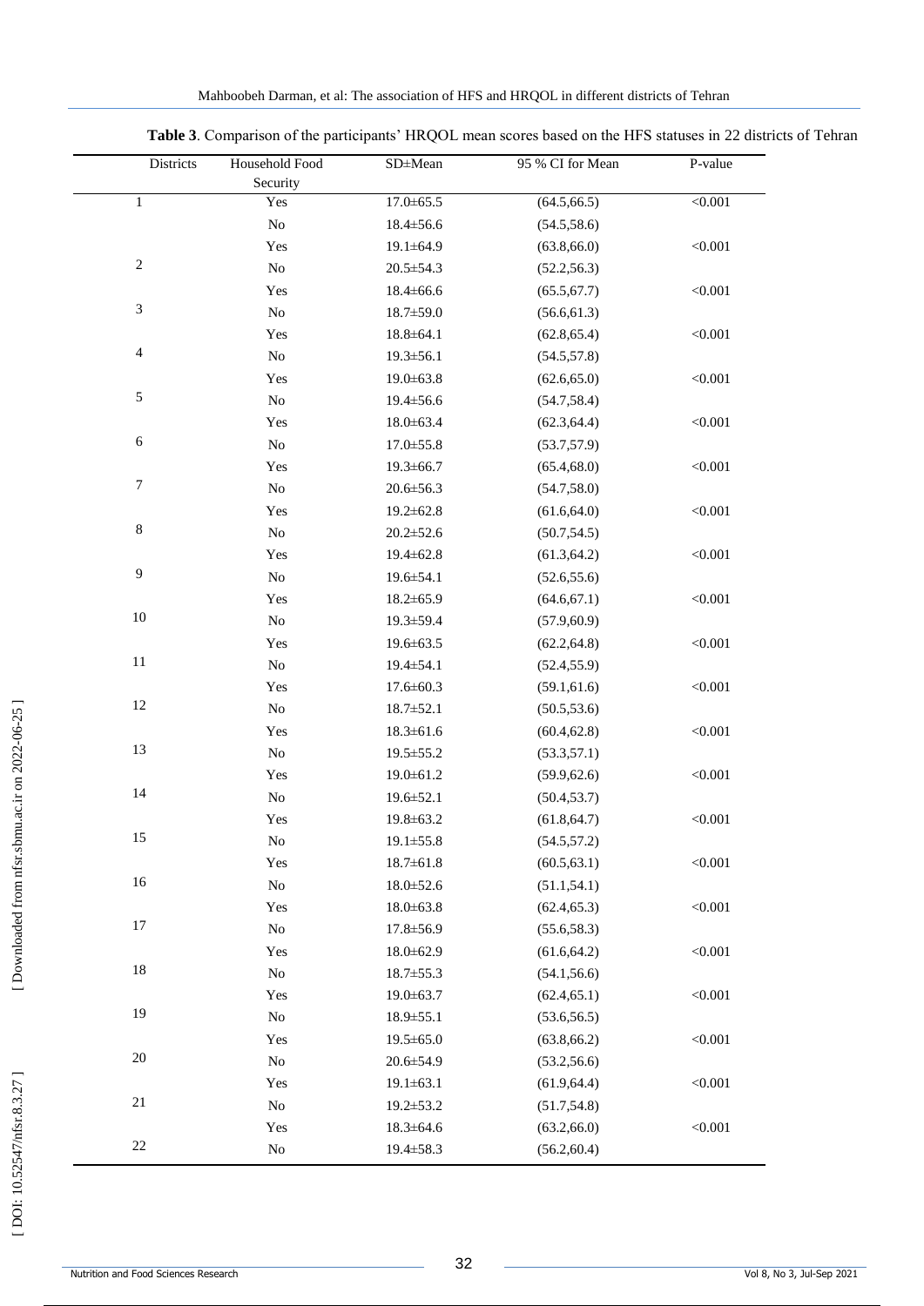**Table 3**. Comparison of the participants' HRQOL mean scores based on the HFS statuses in 22 districts of Tehran

| Districts | Household Food Security | SD±Mean | 95 % CI for Mean | P-value |
|---|---|---|---|---|
| 1 | Yes | 17.0±65.5 | (64.5,66.5) | <0.001 |
| | No | 18.4±56.6 | (54.5,58.6) | |
| 2 | Yes | 19.1±64.9 | (63.8,66.0) | <0.001 |
| | No | 20.5±54.3 | (52.2,56.3) | |
| 3 | Yes | 18.4±66.6 | (65.5,67.7) | <0.001 |
| | No | 18.7±59.0 | (56.6,61.3) | |
| 4 | Yes | 18.8±64.1 | (62.8,65.4) | <0.001 |
| | No | 19.3±56.1 | (54.5,57.8) | |
| 5 | Yes | 19.0±63.8 | (62.6,65.0) | <0.001 |
| | No | 19.4±56.6 | (54.7,58.4) | |
| 6 | Yes | 18.0±63.4 | (62.3,64.4) | <0.001 |
| | No | 17.0±55.8 | (53.7,57.9) | |
| 7 | Yes | 19.3±66.7 | (65.4,68.0) | <0.001 |
| | No | 20.6±56.3 | (54.7,58.0) | |
| 8 | Yes | 19.2±62.8 | (61.6,64.0) | <0.001 |
| | No | 20.2±52.6 | (50.7,54.5) | |
| 9 | Yes | 19.4±62.8 | (61.3,64.2) | <0.001 |
| | No | 19.6±54.1 | (52.6,55.6) | |
| 10 | Yes | 18.2±65.9 | (64.6,67.1) | <0.001 |
| | No | 19.3±59.4 | (57.9,60.9) | |
| 11 | Yes | 19.6±63.5 | (62.2,64.8) | <0.001 |
| | No | 19.4±54.1 | (52.4,55.9) | |
| 12 | Yes | 17.6±60.3 | (59.1,61.6) | <0.001 |
| | No | 18.7±52.1 | (50.5,53.6) | |
| 13 | Yes | 18.3±61.6 | (60.4,62.8) | <0.001 |
| | No | 19.5±55.2 | (53.3,57.1) | |
| 14 | Yes | 19.0±61.2 | (59.9,62.6) | <0.001 |
| | No | 19.6±52.1 | (50.4,53.7) | |
| 15 | Yes | 19.8±63.2 | (61.8,64.7) | <0.001 |
| | No | 19.1±55.8 | (54.5,57.2) | |
| 16 | Yes | 18.7±61.8 | (60.5,63.1) | <0.001 |
| | No | 18.0±52.6 | (51.1,54.1) | |
| 17 | Yes | 18.0±63.8 | (62.4,65.3) | <0.001 |
| | No | 17.8±56.9 | (55.6,58.3) | |
| 18 | Yes | 18.0±62.9 | (61.6,64.2) | <0.001 |
| | No | 18.7±55.3 | (54.1,56.6) | |
| 19 | Yes | 19.0±63.7 | (62.4,65.1) | <0.001 |
| | No | 18.9±55.1 | (53.6,56.5) | |
| 20 | Yes | 19.5±65.0 | (63.8,66.2) | <0.001 |
| | No | 20.6±54.9 | (53.2,56.6) | |
| 21 | Yes | 19.1±63.1 | (61.9,64.4) | <0.001 |
| | No | 19.2±53.2 | (51.7,54.8) | |
| 22 | Yes | 18.3±64.6 | (63.2,66.0) | <0.001 |
| | No | 19.4±58.3 | (56.2,60.4) | |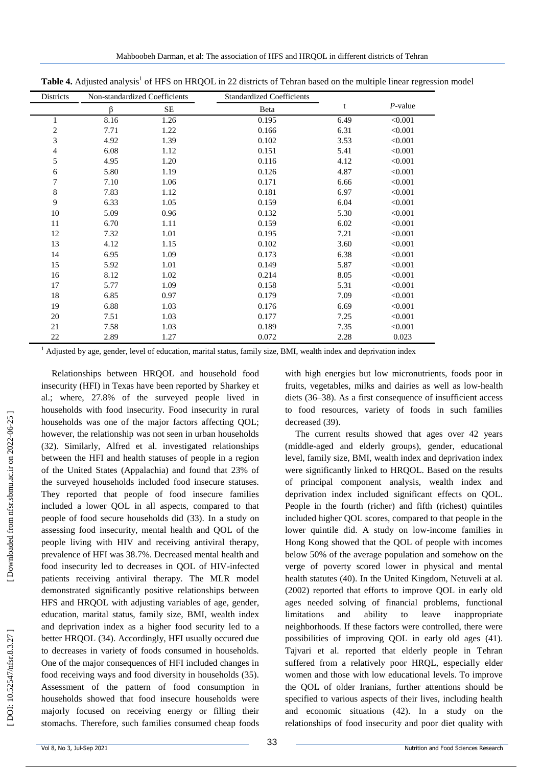**Table 4.** Adjusted analysis[1] of HFS on HRQOL in 22 districts of Tehran based on the multiple linear regression model

| Districts | Non-standardized Coefficients | | Standardized Coefficients | t | *P*-value |
|---|---|---|---|---|---|
| | β | SE | Beta | | |
| 1 | 8.16 | 1.26 | 0.195 | 6.49 | <0.001 |
| 2 | 7.71 | 1.22 | 0.166 | 6.31 | <0.001 |
| 3 | 4.92 | 1.39 | 0.102 | 3.53 | <0.001 |
| 4 | 6.08 | 1.12 | 0.151 | 5.41 | <0.001 |
| 5 | 4.95 | 1.20 | 0.116 | 4.12 | <0.001 |
| 6 | 5.80 | 1.19 | 0.126 | 4.87 | <0.001 |
| 7 | 7.10 | 1.06 | 0.171 | 6.66 | <0.001 |
| 8 | 7.83 | 1.12 | 0.181 | 6.97 | <0.001 |
| 9 | 6.33 | 1.05 | 0.159 | 6.04 | <0.001 |
| 10 | 5.09 | 0.96 | 0.132 | 5.30 | <0.001 |
| 11 | 6.70 | 1.11 | 0.159 | 6.02 | <0.001 |
| 12 | 7.32 | 1.01 | 0.195 | 7.21 | <0.001 |
| 13 | 4.12 | 1.15 | 0.102 | 3.60 | <0.001 |
| 14 | 6.95 | 1.09 | 0.173 | 6.38 | <0.001 |
| 15 | 5.92 | 1.01 | 0.149 | 5.87 | <0.001 |
| 16 | 8.12 | 1.02 | 0.214 | 8.05 | <0.001 |
| 17 | 5.77 | 1.09 | 0.158 | 5.31 | <0.001 |
| 18 | 6.85 | 0.97 | 0.179 | 7.09 | <0.001 |
| 19 | 6.88 | 1.03 | 0.176 | 6.69 | <0.001 |
| 20 | 7.51 | 1.03 | 0.177 | 7.25 | <0.001 |
| 21 | 7.58 | 1.03 | 0.189 | 7.35 | <0.001 |
| 22 | 2.89 | 1.27 | 0.072 | 2.28 | 0.023 |

[1] Adjusted by age, gender, level of education, marital status, family size, BMI, wealth index and deprivation index

Relationships between HRQOL and household food insecurity (HFI) in Texas have been reported by Sharkey et al.; where, 27.8% of the surveyed people lived in households with food insecurity. Food insecurity in rural households was one of the major factors affecting QOL; however, the relationship was not seen in urban households (32). Similarly, Alfred et al. investigated relationships between the HFI and health statuses of people in a region of the United States (Appalachia) and found that 23% of the surveyed households included food insecure statuses. They reported that people of food insecure families included a lower QOL in all aspects, compared to that people of food secure households did (33). In a study on assessing food insecurity, mental health and QOL of the people living with HIV and receiving antiviral therapy, prevalence of HFI was 38.7%. Decreased mental health and food insecurity led to decreases in QOL of HIV-infected patients receiving antiviral therapy. The MLR model demonstrated significantly positive relationships between HFS and HRQOL with adjusting variables of age, gender, education, marital status, family size, BMI, wealth index and deprivation index as a higher food security led to a better HRQOL (34). Accordingly, HFI usually occured due to decreases in variety of foods consumed in households. One of the major consequences of HFI included changes in food receiving ways and food diversity in households (35). Assessment of the pattern of food consumption in households showed that food insecure households were majorly focused on receiving energy or filling their stomachs. Therefore, such families consumed cheap foods with high energies but low micronutrients, foods poor in fruits, vegetables, milks and dairies as well as low-health diets (36–38). As a first consequence of insufficient access to food resources, variety of foods in such families decreased (39).

The current results showed that ages over 42 years (middle-aged and elderly groups), gender, educational level, family size, BMI, wealth index and deprivation index were significantly linked to HRQOL. Based on the results of principal component analysis, wealth index and deprivation index included significant effects on QOL. People in the fourth (richer) and fifth (richest) quintiles included higher QOL scores, compared to that people in the lower quintile did. A study on low-income families in Hong Kong showed that the QOL of people with incomes below 50% of the average population and somehow on the verge of poverty scored lower in physical and mental health statutes (40). In the United Kingdom, Netuveli at al. (2002) reported that efforts to improve QOL in early old ages needed solving of financial problems, functional limitations and ability to leave inappropriate neighborhoods. If these factors were controlled, there were possibilities of improving QOL in early old ages (41). Tajvari et al. reported that elderly people in Tehran suffered from a relatively poor HRQL, especially elder women and those with low educational levels. To improve the QOL of older Iranians, further attentions should be specified to various aspects of their lives, including health and economic situations (42). In a study on the relationships of food insecurity and poor diet quality with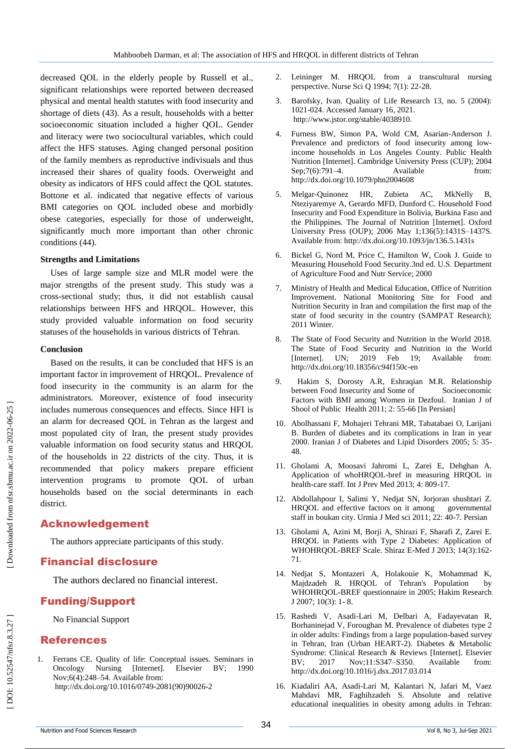decreased QOL in the elderly people by Russell et al., significant relationships were reported between decreased physical and mental health statutes with food insecurity and shortage of diets (43). As a result, households with a better socioeconomic situation included a higher QOL. Gender and literacy were two sociocultural variables, which could affect the HFS statuses. Aging changed personal position of the family members as reproductive indivisuals and thus increased their shares of quality foods. Overweight and obesity as indicators of HFS could affect the QOL statutes. Bottone et al. indicated that negative effects of various BMI categories on QOL included obese and morbidly obese categories, especially for those of underweight, significantly much more important than other chronic conditions (44).

**Strengths and Limitations**

Uses of large sample size and MLR model were the major strengths of the present study. This study was a cross-sectional study; thus, it did not establish causal relationships between HFS and HRQOL. However, this study provided valuable information on food security statuses of the households in various districts of Tehran.

**Conclusion**

Based on the results, it can be concluded that HFS is an important factor in improvement of HRQOL. Prevalence of food insecurity in the community is an alarm for the administrators. Moreover, existence of food insecurity includes numerous consequences and effects. Since HFI is an alarm for decreased QOL in Tehran as the largest and most populated city of Iran, the present study provides valuable information on food security status and HRQOL of the households in 22 districts of the city. Thus, it is recommended that policy makers prepare efficient intervention programs to promote QOL of urban households based on the social determinants in each district.

## Acknowledgement

The authors appreciate participants of this study.

## Financial disclosure

The authors declared no financial interest.

## Funding/Support

No Financial Support

## References

1. Ferrans CE. Quality of life: Conceptual issues. Seminars in Oncology Nursing [Internet]. Elsevier BV; 1990 Nov;6(4):248–54. Available from: http://dx.doi.org/10.1016/0749-2081(90)90026-2
2. Leininger M. HRQOL from a transcultural nursing perspective. Nurse Sci Q 1994; 7(1): 22-28.
3. Barofsky, Ivan. Quality of Life Research 13, no. 5 (2004): 1021-024. Accessed January 16, 2021. http://www.jstor.org/stable/4038910.
4. Furness BW, Simon PA, Wold CM, Asarian-Anderson J. Prevalence and predictors of food insecurity among low-income households in Los Angeles County. Public Health Nutrition [Internet]. Cambridge University Press (CUP); 2004 Sep;7(6):791–4. Available from: http://dx.doi.org/10.1079/phn2004608
5. Melgar-Quinonez HR, Zubieta AC, MkNelly B, Nteziyaremye A, Gerardo MFD, Dunford C. Household Food Insecurity and Food Expenditure in Bolivia, Burkina Faso and the Philippines. The Journal of Nutrition [Internet]. Oxford University Press (OUP); 2006 May 1;136(5):1431S–1437S. Available from: http://dx.doi.org/10.1093/jn/136.5.1431s
6. Bickel G, Nord M, Price C, Hamilton W, Cook J. Guide to Measuring Household Food Security.3nd ed. U.S. Department of Agriculture Food and Nutr Service; 2000
7. Ministry of Health and Medical Education, Office of Nutrition Improvement. National Monitoring Site for Food and Nutrition Security in Iran and compilation the first map of the state of food security in the country (SAMPAT Research); 2011 Winter.
8. The State of Food Security and Nutrition in the World 2018. The State of Food Security and Nutrition in the World [Internet]. UN; 2019 Feb 19; Available from: http://dx.doi.org/10.18356/c94f150c-en
9. Hakim S, Dorosty A.R, Eshraqian M.R. Relationship between Food Insecurity and Some of Socioeconomic Factors with BMI among Women in Dezfoul. Iranian J of Shool of Public Health 2011; 2: 55-66 [In Persian]
10. Abolhassani F, Mohajeri Tehrani MR, Tabatabaei O, Larijani B. Burden of diabetes and its complications in Iran in year 2000. Iranian J of Diabetes and Lipid Disorders 2005; 5: 35-48.
11. Gholami A, Moosavi Jahromi L, Zarei E, Dehghan A. Application of whoHRQOL-bref in measuring HRQOL in health-care staff. Int J Prev Med 2013; 4: 809-17.
12. Abdollahpour I, Salimi Y, Nedjat SN, Jorjoran shushtari Z. HRQOL and effective factors on it among governmental staff in boukan city. Urmia J Med sci 2011; 22: 40-7. Persian
13. Gholami A, Azini M, Borji A, Shirazi F, Sharafi Z, Zarei E. HRQOL in Patients with Type 2 Diabetes: Application of WHOHRQOL-BREF Scale. Shiraz E-Med J 2013; 14(3):162-71.
14. Nedjat S, Montazeri A, Holakouie K, Mohammad K, Majdzadeh R. HRQOL of Tehran's Population by WHOHRQOL-BREF questionnaire in 2005; Hakim Research J 2007; 10(3): 1- 8.
15. Rashedi V, Asadi-Lari M, Delbari A, Fadayevatan R, Borhaninejad V, Foroughan M. Prevalence of diabetes type 2 in older adults: Findings from a large population-based survey in Tehran, Iran (Urban HEART-2). Diabetes & Metabolic Syndrome: Clinical Research & Reviews [Internet]. Elsevier BV; 2017 Nov;11:S347–S350. Available from: http://dx.doi.org/10.1016/j.dsx.2017.03.014
16. Kiadaliri AA, Asadi-Lari M, Kalantari N, Jafari M, Vaez Mahdavi MR, Faghihzadeh S. Absolute and relative educational inequalities in obesity among adults in Tehran: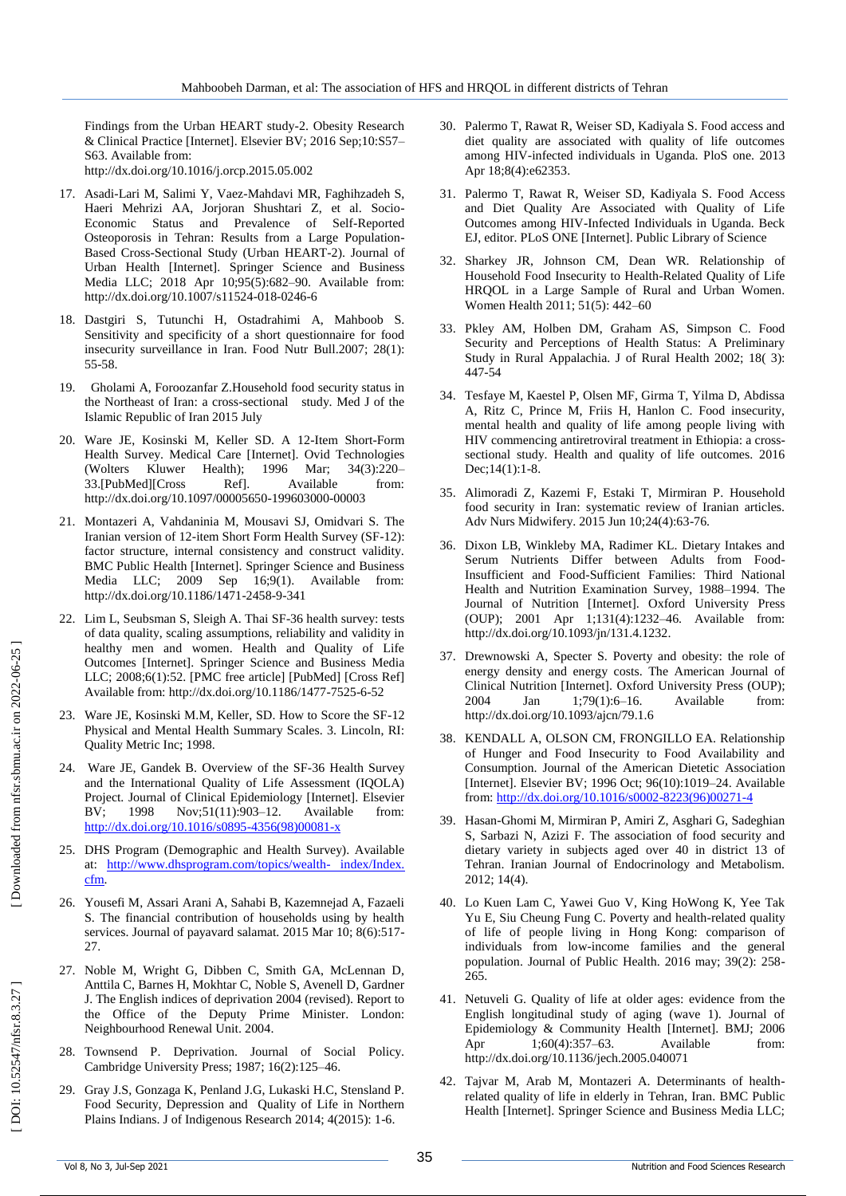Findings from the Urban HEART study-2. Obesity Research & Clinical Practice [Internet]. Elsevier BV; 2016 Sep;10:S57–S63. Available from: http://dx.doi.org/10.1016/j.orcp.2015.05.002

17. Asadi-Lari M, Salimi Y, Vaez-Mahdavi MR, Faghihzadeh S, Haeri Mehrizi AA, Jorjoran Shushtari Z, et al. Socio-Economic Status and Prevalence of Self-Reported Osteoporosis in Tehran: Results from a Large Population-Based Cross-Sectional Study (Urban HEART-2). Journal of Urban Health [Internet]. Springer Science and Business Media LLC; 2018 Apr 10;95(5):682–90. Available from: http://dx.doi.org/10.1007/s11524-018-0246-6

18. Dastgiri S, Tutunchi H, Ostadrahimi A, Mahboob S. Sensitivity and specificity of a short questionnaire for food insecurity surveillance in Iran. Food Nutr Bull.2007; 28(1): 55-58.

19. Gholami A, Foroozanfar Z.Household food security status in the Northeast of Iran: a cross-sectional study. Med J of the Islamic Republic of Iran 2015 July

20. Ware JE, Kosinski M, Keller SD. A 12-Item Short-Form Health Survey. Medical Care [Internet]. Ovid Technologies (Wolters Kluwer Health); 1996 Mar; 34(3):220–33.[PubMed][Cross Ref]. Available from: http://dx.doi.org/10.1097/00005650-199603000-00003

21. Montazeri A, Vahdaninia M, Mousavi SJ, Omidvari S. The Iranian version of 12-item Short Form Health Survey (SF-12): factor structure, internal consistency and construct validity. BMC Public Health [Internet]. Springer Science and Business Media LLC; 2009 Sep 16;9(1). Available from: http://dx.doi.org/10.1186/1471-2458-9-341

22. Lim L, Seubsman S, Sleigh A. Thai SF-36 health survey: tests of data quality, scaling assumptions, reliability and validity in healthy men and women. Health and Quality of Life Outcomes [Internet]. Springer Science and Business Media LLC; 2008;6(1):52. [PMC free article] [PubMed] [Cross Ref] Available from: http://dx.doi.org/10.1186/1477-7525-6-52

23. Ware JE, Kosinski M.M, Keller, SD. How to Score the SF-12 Physical and Mental Health Summary Scales. 3. Lincoln, RI: Quality Metric Inc; 1998.

24. Ware JE, Gandek B. Overview of the SF-36 Health Survey and the International Quality of Life Assessment (IQOLA) Project. Journal of Clinical Epidemiology [Internet]. Elsevier BV; 1998 Nov;51(11):903–12. Available from: http://dx.doi.org/10.1016/s0895-4356(98)00081-x

25. DHS Program (Demographic and Health Survey). Available at: http://www.dhsprogram.com/topics/wealth- index/Index.cfm.

26. Yousefi M, Assari Arani A, Sahabi B, Kazemnejad A, Fazaeli S. The financial contribution of households using by health services. Journal of payavard salamat. 2015 Mar 10; 8(6):517-27.

27. Noble M, Wright G, Dibben C, Smith GA, McLennan D, Anttila C, Barnes H, Mokhtar C, Noble S, Avenell D, Gardner J. The English indices of deprivation 2004 (revised). Report to the Office of the Deputy Prime Minister. London: Neighbourhood Renewal Unit. 2004.

28. Townsend P. Deprivation. Journal of Social Policy. Cambridge University Press; 1987; 16(2):125–46.

29. Gray J.S, Gonzaga K, Penland J.G, Lukaski H.C, Stensland P. Food Security, Depression and Quality of Life in Northern Plains Indians. J of Indigenous Research 2014; 4(2015): 1-6.

30. Palermo T, Rawat R, Weiser SD, Kadiyala S. Food access and diet quality are associated with quality of life outcomes among HIV-infected individuals in Uganda. PloS one. 2013 Apr 18;8(4):e62353.

31. Palermo T, Rawat R, Weiser SD, Kadiyala S. Food Access and Diet Quality Are Associated with Quality of Life Outcomes among HIV-Infected Individuals in Uganda. Beck EJ, editor. PLoS ONE [Internet]. Public Library of Science

32. Sharkey JR, Johnson CM, Dean WR. Relationship of Household Food Insecurity to Health-Related Quality of Life HRQOL in a Large Sample of Rural and Urban Women. Women Health 2011; 51(5): 442–60

33. Pkley AM, Holben DM, Graham AS, Simpson C. Food Security and Perceptions of Health Status: A Preliminary Study in Rural Appalachia. J of Rural Health 2002; 18( 3): 447-54

34. Tesfaye M, Kaestel P, Olsen MF, Girma T, Yilma D, Abdissa A, Ritz C, Prince M, Friis H, Hanlon C. Food insecurity, mental health and quality of life among people living with HIV commencing antiretroviral treatment in Ethiopia: a cross-sectional study. Health and quality of life outcomes. 2016 Dec;14(1):1-8.

35. Alimoradi Z, Kazemi F, Estaki T, Mirmiran P. Household food security in Iran: systematic review of Iranian articles. Adv Nurs Midwifery. 2015 Jun 10;24(4):63-76.

36. Dixon LB, Winkleby MA, Radimer KL. Dietary Intakes and Serum Nutrients Differ between Adults from Food-Insufficient and Food-Sufficient Families: Third National Health and Nutrition Examination Survey, 1988–1994. The Journal of Nutrition [Internet]. Oxford University Press (OUP); 2001 Apr 1;131(4):1232–46. Available from: http://dx.doi.org/10.1093/jn/131.4.1232.

37. Drewnowski A, Specter S. Poverty and obesity: the role of energy density and energy costs. The American Journal of Clinical Nutrition [Internet]. Oxford University Press (OUP); 2004 Jan 1;79(1):6–16. Available from: http://dx.doi.org/10.1093/ajcn/79.1.6

38. KENDALL A, OLSON CM, FRONGILLO EA. Relationship of Hunger and Food Insecurity to Food Availability and Consumption. Journal of the American Dietetic Association [Internet]. Elsevier BV; 1996 Oct; 96(10):1019–24. Available from: http://dx.doi.org/10.1016/s0002-8223(96)00271-4

39. Hasan-Ghomi M, Mirmiran P, Amiri Z, Asghari G, Sadeghian S, Sarbazi N, Azizi F. The association of food security and dietary variety in subjects aged over 40 in district 13 of Tehran. Iranian Journal of Endocrinology and Metabolism. 2012; 14(4).

40. Lo Kuen Lam C, Yawei Guo V, King HoWong K, Yee Tak Yu E, Siu Cheung Fung C. Poverty and health-related quality of life of people living in Hong Kong: comparison of individuals from low-income families and the general population. Journal of Public Health. 2016 may; 39(2): 258-265.

41. Netuveli G. Quality of life at older ages: evidence from the English longitudinal study of aging (wave 1). Journal of Epidemiology & Community Health [Internet]. BMJ; 2006 Apr 1;60(4):357–63. Available from: http://dx.doi.org/10.1136/jech.2005.040071

42. Tajvar M, Arab M, Montazeri A. Determinants of health-related quality of life in elderly in Tehran, Iran. BMC Public Health [Internet]. Springer Science and Business Media LLC;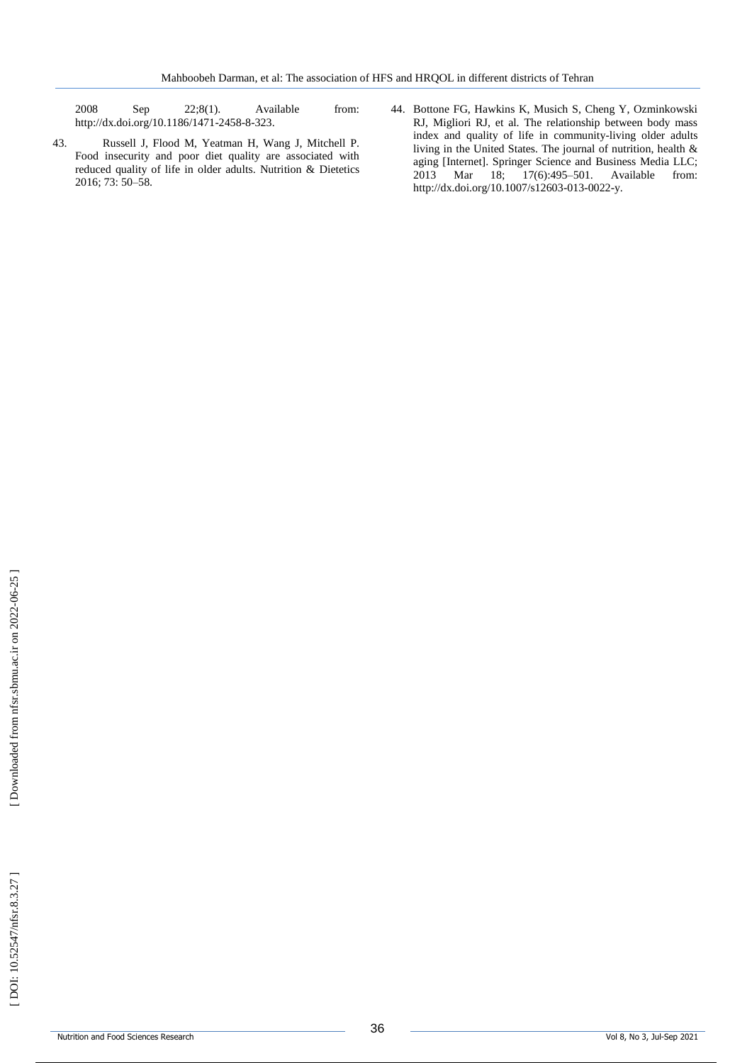2008 Sep 22;8(1). Available from: http://dx.doi.org/10.1186/1471-2458-8-323.

43. Russell J, Flood M, Yeatman H, Wang J, Mitchell P. Food insecurity and poor diet quality are associated with reduced quality of life in older adults. Nutrition & Dietetics 2016; 73: 50–58.

44. Bottone FG, Hawkins K, Musich S, Cheng Y, Ozminkowski RJ, Migliori RJ, et al. The relationship between body mass index and quality of life in community-living older adults living in the United States. The journal of nutrition, health & aging [Internet]. Springer Science and Business Media LLC; 2013 Mar 18; 17(6):495–501. Available from: http://dx.doi.org/10.1007/s12603-013-0022-y.